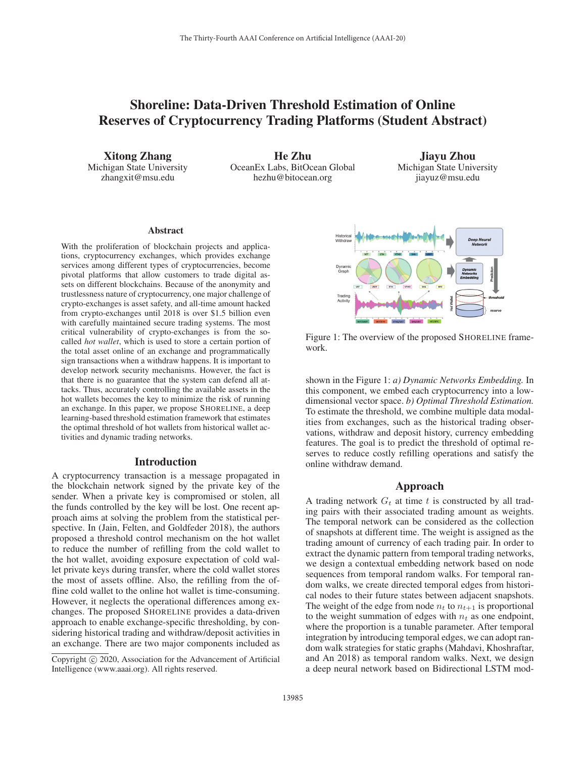# Shoreline: Data-Driven Threshold Estimation of Online Reserves of Cryptocurrency Trading Platforms (Student Abstract)

**Xitong Zhang**
Michigan State University
zhangxit@msu.edu

**He Zhu**
OceanEx Labs, BitOcean Global
hezhu@bitocean.org

**Jiayu Zhou**
Michigan State University
jiayuz@msu.edu

## Abstract

With the proliferation of blockchain projects and applications, cryptocurrency exchanges, which provides exchange services among different types of cryptocurrencies, become pivotal platforms that allow customers to trade digital assets on different blockchains. Because of the anonymity and trustlessness nature of cryptocurrency, one major challenge of crypto-exchanges is asset safety, and all-time amount hacked from crypto-exchanges until 2018 is over $1.5 billion even with carefully maintained secure trading systems. The most critical vulnerability of crypto-exchanges is from the so-called *hot wallet*, which is used to store a certain portion of the total asset online of an exchange and programmatically sign transactions when a withdraw happens. It is important to develop network security mechanisms. However, the fact is that there is no guarantee that the system can defend all attacks. Thus, accurately controlling the available assets in the hot wallets becomes the key to minimize the risk of running an exchange. In this paper, we propose SHORELINE, a deep learning-based threshold estimation framework that estimates the optimal threshold of hot wallets from historical wallet activities and dynamic trading networks.

## Introduction

A cryptocurrency transaction is a message propagated in the blockchain network signed by the private key of the sender. When a private key is compromised or stolen, all the funds controlled by the key will be lost. One recent approach aims at solving the problem from the statistical perspective. In (Jain, Felten, and Goldfeder 2018), the authors proposed a threshold control mechanism on the hot wallet to reduce the number of refilling from the cold wallet to the hot wallet, avoiding exposure expectation of cold wallet private keys during transfer, where the cold wallet stores the most of assets offline. Also, the refilling from the offline cold wallet to the online hot wallet is time-consuming. However, it neglects the operational differences among exchanges. The proposed SHORELINE provides a data-driven approach to enable exchange-specific thresholding, by considering historical trading and withdraw/deposit activities in an exchange. There are two major components included as shown in the Figure 1: *a) Dynamic Networks Embedding.* In this component, we embed each cryptocurrency into a low-dimensional vector space. *b) Optimal Threshold Estimation.* To estimate the threshold, we combine multiple data modalities from exchanges, such as the historical trading observations, withdraw and deposit history, currency embedding features. The goal is to predict the threshold of optimal reserves to reduce costly refilling operations and satisfy the online withdraw demand.

Figure 1: The overview of the proposed SHORELINE framework.

## Approach

A trading network $G_t$ at time $t$ is constructed by all trading pairs with their associated trading amount as weights. The temporal network can be considered as the collection of snapshots at different time. The weight is assigned as the trading amount of currency of each trading pair. In order to extract the dynamic pattern from temporal trading networks, we design a contextual embedding network based on node sequences from temporal random walks. For temporal random walks, we create directed temporal edges from historical nodes to their future states between adjacent snapshots. The weight of the edge from node $n_t$ to $n_{t+1}$ is proportional to the weight summation of edges with $n_t$ as one endpoint, where the proportion is a tunable parameter. After temporal integration by introducing temporal edges, we can adopt random walk strategies for static graphs (Mahdavi, Khoshraftar, and An 2018) as temporal random walks. Next, we design a deep neural network based on Bidirectional LSTM mod-

Copyright © 2020, Association for the Advancement of Artificial Intelligence (www.aaai.org). All rights reserved.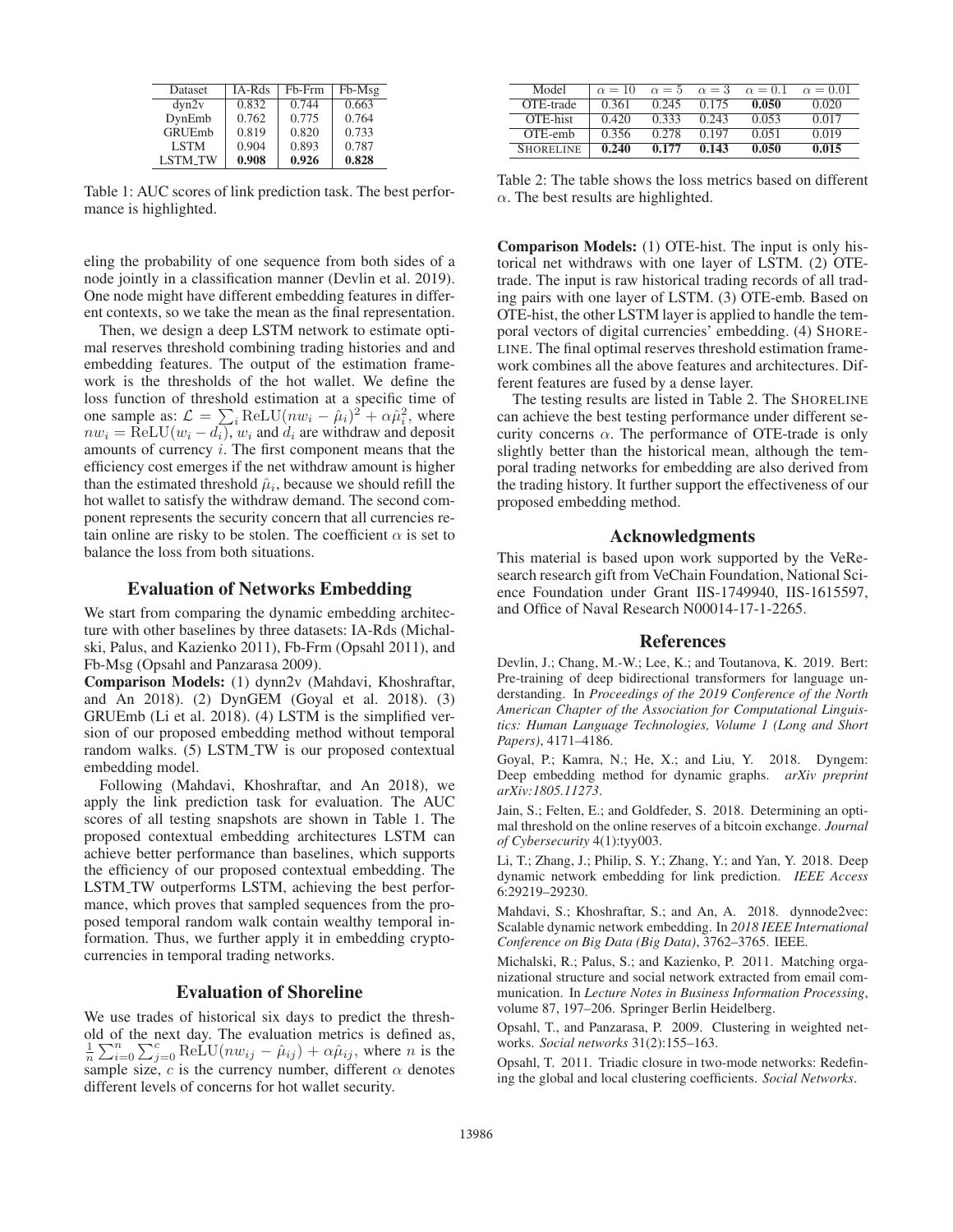| Dataset | IA-Rds | Fb-Frm | Fb-Msg |
|---|---|---|---|
| dyn2v | 0.832 | 0.744 | 0.663 |
| DynEmb | 0.762 | 0.775 | 0.764 |
| GRUEmb | 0.819 | 0.820 | 0.733 |
| LSTM | 0.904 | 0.893 | 0.787 |
| LSTM_TW | **0.908** | **0.926** | **0.828** |

Table 1: AUC scores of link prediction task. The best performance is highlighted.

eling the probability of one sequence from both sides of a node jointly in a classification manner (Devlin et al. 2019). One node might have different embedding features in different contexts, so we take the mean as the final representation.

Then, we design a deep LSTM network to estimate optimal reserves threshold combining trading histories and and embedding features. The output of the estimation framework is the thresholds of the hot wallet. We define the loss function of threshold estimation at a specific time of one sample as: $\mathcal{L} = \sum_i \mathrm{ReLU}(nw_i - \hat{\mu}_i)^2 + \alpha\hat{\mu}_i^2$, where $nw_i = \mathrm{ReLU}(w_i - d_i)$, $w_i$ and $d_i$ are withdraw and deposit amounts of currency $i$. The first component means that the efficiency cost emerges if the net withdraw amount is higher than the estimated threshold $\hat{\mu}_i$, because we should refill the hot wallet to satisfy the withdraw demand. The second component represents the security concern that all currencies retain online are risky to be stolen. The coefficient $\alpha$ is set to balance the loss from both situations.

## Evaluation of Networks Embedding

We start from comparing the dynamic embedding architecture with other baselines by three datasets: IA-Rds (Michalski, Palus, and Kazienko 2011), Fb-Frm (Opsahl 2011), and Fb-Msg (Opsahl and Panzarasa 2009).

**Comparison Models:** (1) dynn2v (Mahdavi, Khoshraftar, and An 2018). (2) DynGEM (Goyal et al. 2018). (3) GRUEmb (Li et al. 2018). (4) LSTM is the simplified version of our proposed embedding method without temporal random walks. (5) LSTM_TW is our proposed contextual embedding model.

Following (Mahdavi, Khoshraftar, and An 2018), we apply the link prediction task for evaluation. The AUC scores of all testing snapshots are shown in Table 1. The proposed contextual embedding architectures LSTM can achieve better performance than baselines, which supports the efficiency of our proposed contextual embedding. The LSTM_TW outperforms LSTM, achieving the best performance, which proves that sampled sequences from the proposed temporal random walk contain wealthy temporal information. Thus, we further apply it in embedding cryptocurrencies in temporal trading networks.

## Evaluation of Shoreline

We use trades of historical six days to predict the threshold of the next day. The evaluation metrics is defined as, $\frac{1}{n}\sum_{i=0}^{n}\sum_{j=0}^{c} \mathrm{ReLU}(nw_{ij} - \hat{\mu}_{ij}) + \alpha\hat{\mu}_{ij}$, where $n$ is the sample size, $c$ is the currency number, different $\alpha$ denotes different levels of concerns for hot wallet security.

| Model | $\alpha = 10$ | $\alpha = 5$ | $\alpha = 3$ | $\alpha = 0.1$ | $\alpha = 0.01$ |
|---|---|---|---|---|---|
| OTE-trade | 0.361 | 0.245 | 0.175 | **0.050** | 0.020 |
| OTE-hist | 0.420 | 0.333 | 0.243 | 0.053 | 0.017 |
| OTE-emb | 0.356 | 0.278 | 0.197 | 0.051 | 0.019 |
| SHORELINE | **0.240** | **0.177** | **0.143** | **0.050** | **0.015** |

Table 2: The table shows the loss metrics based on different $\alpha$. The best results are highlighted.

**Comparison Models:** (1) OTE-hist. The input is only historical net withdraws with one layer of LSTM. (2) OTE-trade. The input is raw historical trading records of all trading pairs with one layer of LSTM. (3) OTE-emb. Based on OTE-hist, the other LSTM layer is applied to handle the temporal vectors of digital currencies' embedding. (4) SHORELINE. The final optimal reserves threshold estimation framework combines all the above features and architectures. Different features are fused by a dense layer.

The testing results are listed in Table 2. The SHORELINE can achieve the best testing performance under different security concerns $\alpha$. The performance of OTE-trade is only slightly better than the historical mean, although the temporal trading networks for embedding are also derived from the trading history. It further support the effectiveness of our proposed embedding method.

## Acknowledgments

This material is based upon work supported by the VeResearch research gift from VeChain Foundation, National Science Foundation under Grant IIS-1749940, IIS-1615597, and Office of Naval Research N00014-17-1-2265.

## References

Devlin, J.; Chang, M.-W.; Lee, K.; and Toutanova, K. 2019. Bert: Pre-training of deep bidirectional transformers for language understanding. In *Proceedings of the 2019 Conference of the North American Chapter of the Association for Computational Linguistics: Human Language Technologies, Volume 1 (Long and Short Papers)*, 4171–4186.

Goyal, P.; Kamra, N.; He, X.; and Liu, Y. 2018. Dyngem: Deep embedding method for dynamic graphs. *arXiv preprint arXiv:1805.11273*.

Jain, S.; Felten, E.; and Goldfeder, S. 2018. Determining an optimal threshold on the online reserves of a bitcoin exchange. *Journal of Cybersecurity* 4(1):tyy003.

Li, T.; Zhang, J.; Philip, S. Y.; Zhang, Y.; and Yan, Y. 2018. Deep dynamic network embedding for link prediction. *IEEE Access* 6:29219–29230.

Mahdavi, S.; Khoshraftar, S.; and An, A. 2018. dynnode2vec: Scalable dynamic network embedding. In *2018 IEEE International Conference on Big Data (Big Data)*, 3762–3765. IEEE.

Michalski, R.; Palus, S.; and Kazienko, P. 2011. Matching organizational structure and social network extracted from email communication. In *Lecture Notes in Business Information Processing*, volume 87, 197–206. Springer Berlin Heidelberg.

Opsahl, T., and Panzarasa, P. 2009. Clustering in weighted networks. *Social networks* 31(2):155–163.

Opsahl, T. 2011. Triadic closure in two-mode networks: Redefining the global and local clustering coefficients. *Social Networks*.